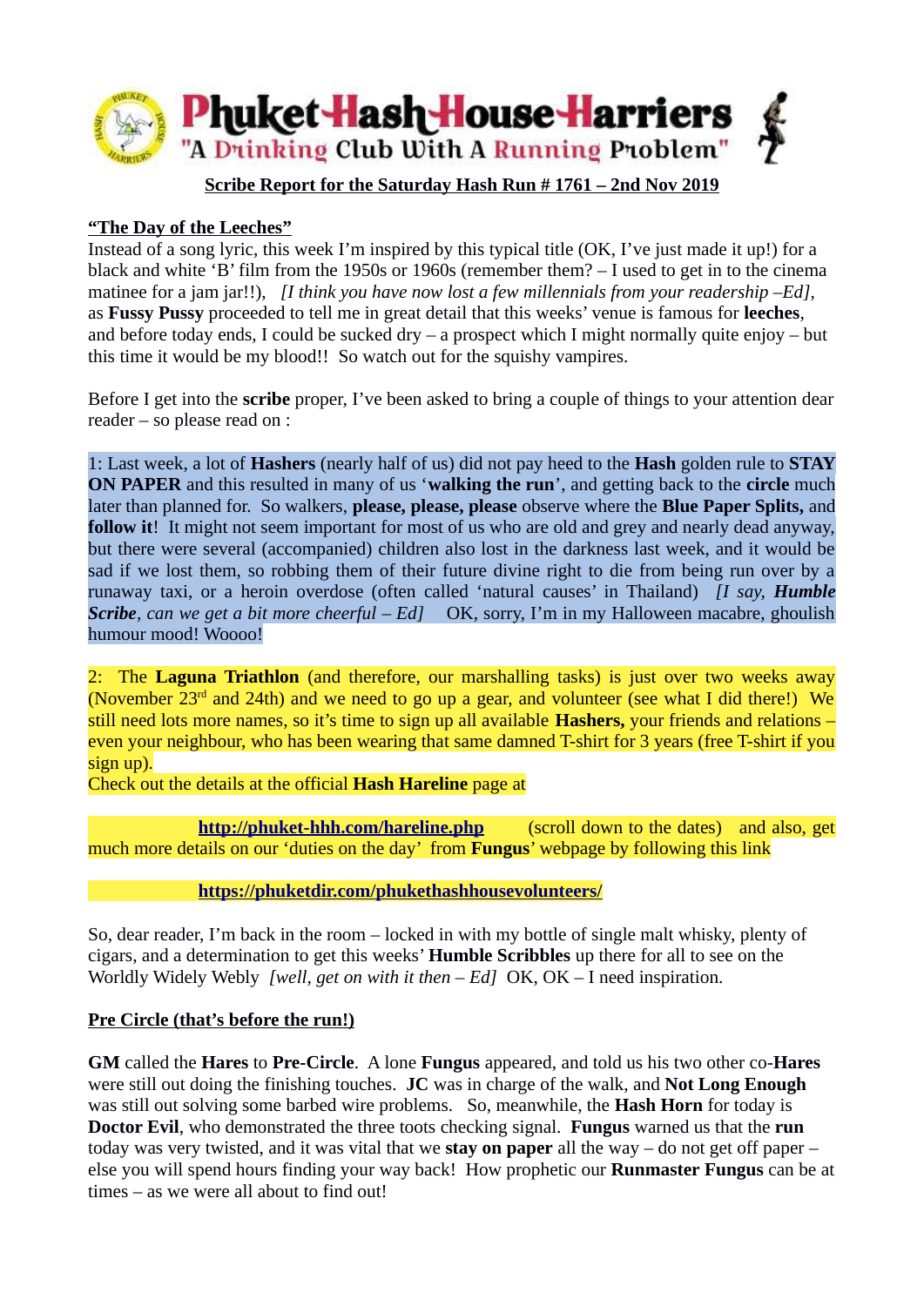# Phuket Hash House Harriers

"A Drinking Club With A Running Problem"

**Scribe Report for the Saturday Hash Run # 1761 – 2nd Nov 2019**

**"The Day of the Leeches"**

Instead of a song lyric, this week I'm inspired by this typical title (OK, I've just made it up!) for a black and white 'B' film from the 1950s or 1960s (remember them? – I used to get in to the cinema matinee for a jam jar!!), *[I think you have now lost a few millennials from your readership –Ed],* as **Fussy Pussy** proceeded to tell me in great detail that this weeks' venue is famous for **leeches**, and before today ends, I could be sucked dry – a prospect which I might normally quite enjoy – but this time it would be my blood!! So watch out for the squishy vampires.

Before I get into the **scribe** proper, I've been asked to bring a couple of things to your attention dear reader – so please read on :

1: Last week, a lot of **Hashers** (nearly half of us) did not pay heed to the **Hash** golden rule to **STAY ON PAPER** and this resulted in many of us '**walking the run**', and getting back to the **circle** much later than planned for. So walkers, **please, please, please** observe where the **Blue Paper Splits,** and **follow it**! It might not seem important for most of us who are old and grey and nearly dead anyway, but there were several (accompanied) children also lost in the darkness last week, and it would be sad if we lost them, so robbing them of their future divine right to die from being run over by a runaway taxi, or a heroin overdose (often called 'natural causes' in Thailand) *[I say, **Humble Scribe**, can we get a bit more cheerful – Ed]* OK, sorry, I'm in my Halloween macabre, ghoulish humour mood! Woooo!

2: The **Laguna Triathlon** (and therefore, our marshalling tasks) is just over two weeks away (November 23rd and 24th) and we need to go up a gear, and volunteer (see what I did there!) We still need lots more names, so it's time to sign up all available **Hashers,** your friends and relations – even your neighbour, who has been wearing that same damned T-shirt for 3 years (free T-shirt if you sign up).

Check out the details at the official **Hash Hareline** page at

**http://phuket-hhh.com/hareline.php** (scroll down to the dates) and also, get much more details on our 'duties on the day' from **Fungus**' webpage by following this link

**https://phuketdir.com/phukethashhousevolunteers/**

So, dear reader, I'm back in the room – locked in with my bottle of single malt whisky, plenty of cigars, and a determination to get this weeks' **Humble Scribbles** up there for all to see on the Worldly Widely Webly *[well, get on with it then – Ed]* OK, OK – I need inspiration.

**Pre Circle (that's before the run!)**

**GM** called the **Hares** to **Pre-Circle**. A lone **Fungus** appeared, and told us his two other co-**Hares** were still out doing the finishing touches. **JC** was in charge of the walk, and **Not Long Enough** was still out solving some barbed wire problems. So, meanwhile, the **Hash Horn** for today is **Doctor Evil**, who demonstrated the three toots checking signal. **Fungus** warned us that the **run** today was very twisted, and it was vital that we **stay on paper** all the way – do not get off paper – else you will spend hours finding your way back! How prophetic our **Runmaster Fungus** can be at times – as we were all about to find out!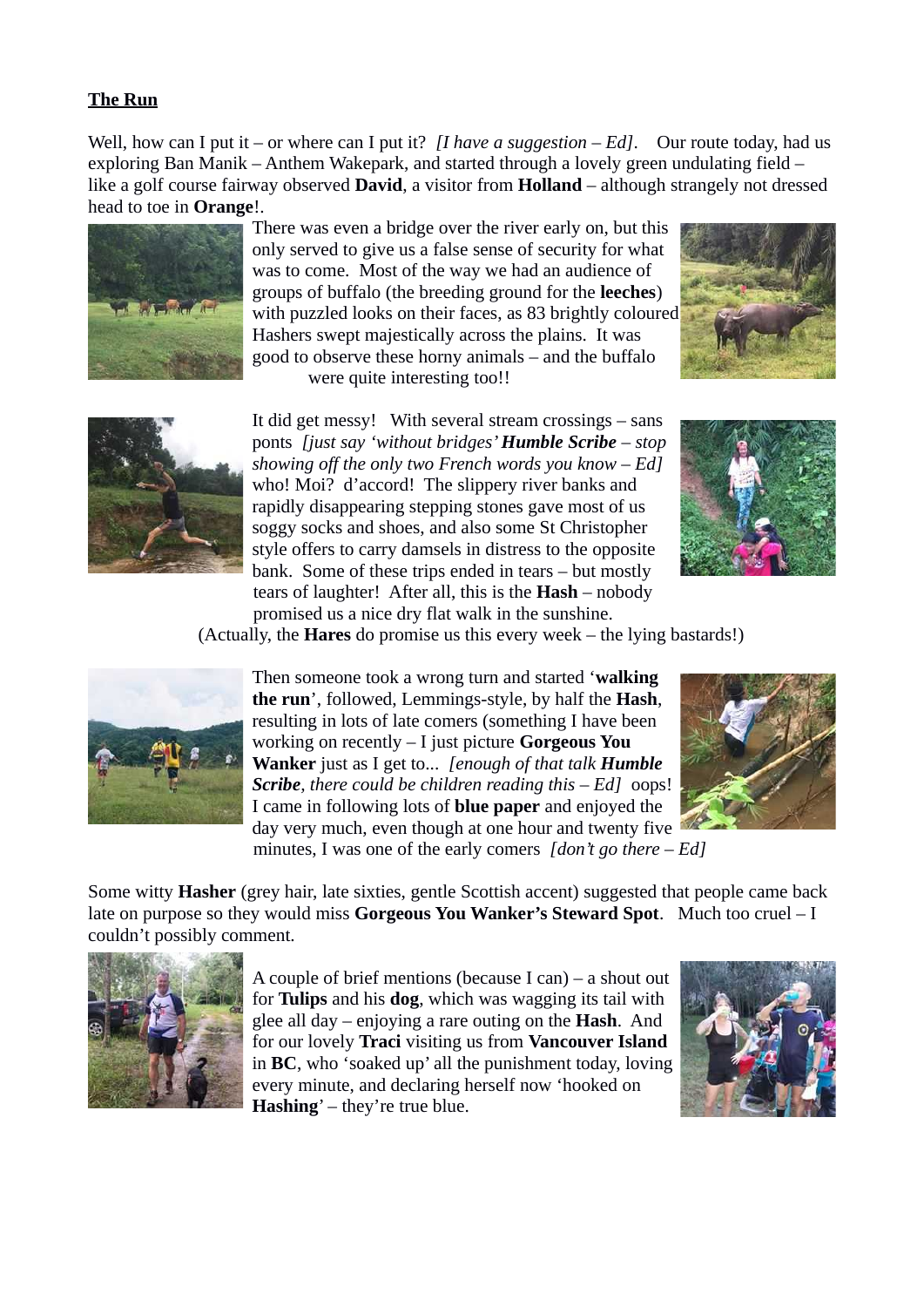**The Run**

Well, how can I put it – or where can I put it? *[I have a suggestion – Ed]*. Our route today, had us exploring Ban Manik – Anthem Wakepark, and started through a lovely green undulating field – like a golf course fairway observed **David**, a visitor from **Holland** – although strangely not dressed head to toe in **Orange**!.

There was even a bridge over the river early on, but this only served to give us a false sense of security for what was to come. Most of the way we had an audience of groups of buffalo (the breeding ground for the **leeches**) with puzzled looks on their faces, as 83 brightly coloured Hashers swept majestically across the plains. It was good to observe these horny animals – and the buffalo were quite interesting too!!

It did get messy! With several stream crossings – sans ponts *[just say 'without bridges' **Humble Scribe** – stop showing off the only two French words you know – Ed]* who! Moi? d'accord! The slippery river banks and rapidly disappearing stepping stones gave most of us soggy socks and shoes, and also some St Christopher style offers to carry damsels in distress to the opposite bank. Some of these trips ended in tears – but mostly tears of laughter! After all, this is the **Hash** – nobody promised us a nice dry flat walk in the sunshine.

(Actually, the **Hares** do promise us this every week – the lying bastards!)

Then someone took a wrong turn and started '**walking the run**', followed, Lemmings-style, by half the **Hash**, resulting in lots of late comers (something I have been working on recently – I just picture **Gorgeous You Wanker** just as I get to... *[enough of that talk **Humble Scribe**, there could be children reading this – Ed]* oops! I came in following lots of **blue paper** and enjoyed the day very much, even though at one hour and twenty five minutes, I was one of the early comers *[don't go there – Ed]*

Some witty **Hasher** (grey hair, late sixties, gentle Scottish accent) suggested that people came back late on purpose so they would miss **Gorgeous You Wanker's Steward Spot**. Much too cruel – I couldn't possibly comment.

A couple of brief mentions (because I can) – a shout out for **Tulips** and his **dog**, which was wagging its tail with glee all day – enjoying a rare outing on the **Hash**. And for our lovely **Traci** visiting us from **Vancouver Island** in **BC**, who 'soaked up' all the punishment today, loving every minute, and declaring herself now 'hooked on **Hashing**' – they're true blue.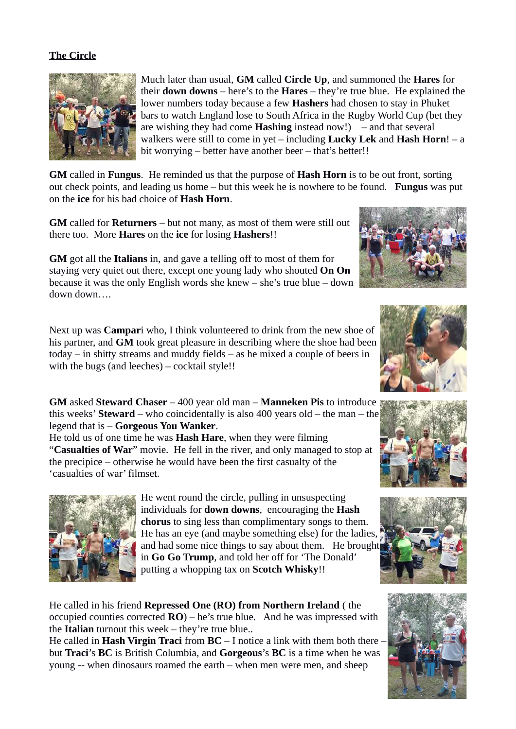**The Circle**

Much later than usual, **GM** called **Circle Up**, and summoned the **Hares** for their **down downs** – here's to the **Hares** – they're true blue. He explained the lower numbers today because a few **Hashers** had chosen to stay in Phuket bars to watch England lose to South Africa in the Rugby World Cup (bet they are wishing they had come **Hashing** instead now!) – and that several walkers were still to come in yet – including **Lucky Lek** and **Hash Horn**! – a bit worrying – better have another beer – that's better!!

**GM** called in **Fungus**. He reminded us that the purpose of **Hash Horn** is to be out front, sorting out check points, and leading us home – but this week he is nowhere to be found. **Fungus** was put on the **ice** for his bad choice of **Hash Horn**.

**GM** called for **Returners** – but not many, as most of them were still out there too. More **Hares** on the **ice** for losing **Hashers**!!

**GM** got all the **Italians** in, and gave a telling off to most of them for staying very quiet out there, except one young lady who shouted **On On** because it was the only English words she knew – she's true blue – down down down….

Next up was **Campar**i who, I think volunteered to drink from the new shoe of his partner, and **GM** took great pleasure in describing where the shoe had been today – in shitty streams and muddy fields – as he mixed a couple of beers in with the bugs (and leeches) – cocktail style!!

**GM** asked **Steward Chaser** – 400 year old man – **Manneken Pis** to introduce this weeks' **Steward** – who coincidentally is also 400 years old – the man – the legend that is – **Gorgeous You Wanker**.
He told us of one time he was **Hash Hare**, when they were filming "**Casualties of War**" movie. He fell in the river, and only managed to stop at the precipice – otherwise he would have been the first casualty of the 'casualties of war' filmset.

He went round the circle, pulling in unsuspecting individuals for **down downs**, encouraging the **Hash chorus** to sing less than complimentary songs to them. He has an eye (and maybe something else) for the ladies, and had some nice things to say about them. He brought in **Go Go Trump**, and told her off for 'The Donald' putting a whopping tax on **Scotch Whisky**!!

He called in his friend **Repressed One (RO) from Northern Ireland** ( the occupied counties corrected **RO**) – he's true blue. And he was impressed with the **Italian** turnout this week – they're true blue..
He called in **Hash Virgin Traci** from **BC** – I notice a link with them both there – but **Traci**'s **BC** is British Columbia, and **Gorgeous**'s **BC** is a time when he was young -- when dinosaurs roamed the earth – when men were men, and sheep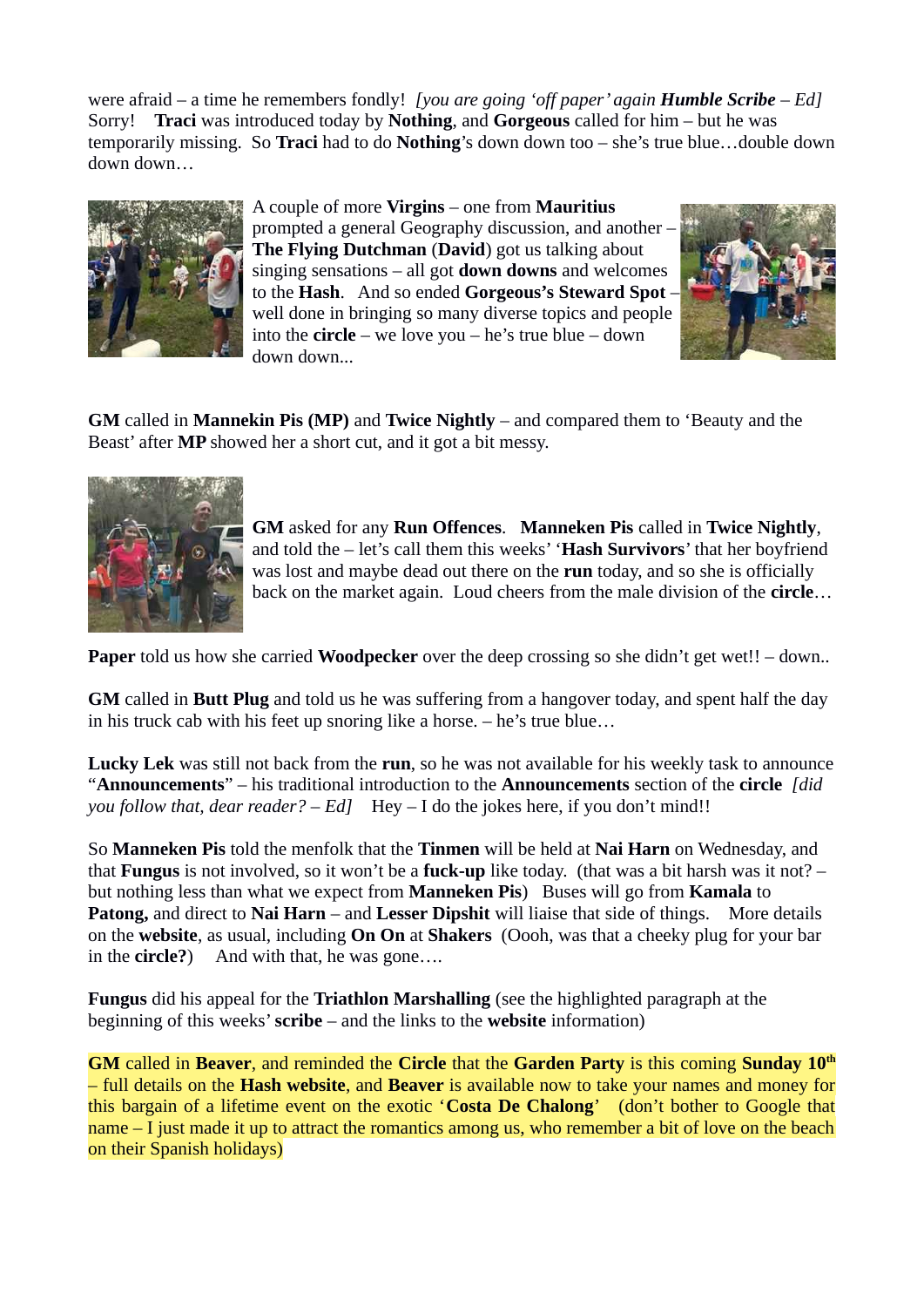were afraid – a time he remembers fondly! *[you are going 'off paper' again **Humble Scribe** – Ed]* Sorry! **Traci** was introduced today by **Nothing**, and **Gorgeous** called for him – but he was temporarily missing. So **Traci** had to do **Nothing**'s down down too – she's true blue…double down down down…

A couple of more **Virgins** – one from **Mauritius** prompted a general Geography discussion, and another – **The Flying Dutchman** (**David**) got us talking about singing sensations – all got **down downs** and welcomes to the **Hash**. And so ended **Gorgeous's Steward Spot** – well done in bringing so many diverse topics and people into the **circle** – we love you – he's true blue – down down down...

**GM** called in **Mannekin Pis (MP)** and **Twice Nightly** – and compared them to 'Beauty and the Beast' after **MP** showed her a short cut, and it got a bit messy.

**GM** asked for any **Run Offences**. **Manneken Pis** called in **Twice Nightly**, and told the – let's call them this weeks' '**Hash Survivors**' that her boyfriend was lost and maybe dead out there on the **run** today, and so she is officially back on the market again. Loud cheers from the male division of the **circle**…

**Paper** told us how she carried **Woodpecker** over the deep crossing so she didn't get wet!! – down..

**GM** called in **Butt Plug** and told us he was suffering from a hangover today, and spent half the day in his truck cab with his feet up snoring like a horse. – he's true blue…

**Lucky Lek** was still not back from the **run**, so he was not available for his weekly task to announce "**Announcements**" – his traditional introduction to the **Announcements** section of the **circle** *[did you follow that, dear reader? – Ed]* Hey – I do the jokes here, if you don't mind!!

So **Manneken Pis** told the menfolk that the **Tinmen** will be held at **Nai Harn** on Wednesday, and that **Fungus** is not involved, so it won't be a **fuck-up** like today. (that was a bit harsh was it not? – but nothing less than what we expect from **Manneken Pis**) Buses will go from **Kamala** to **Patong,** and direct to **Nai Harn** – and **Lesser Dipshit** will liaise that side of things. More details on the **website**, as usual, including **On On** at **Shakers** (Oooh, was that a cheeky plug for your bar in the **circle?**) And with that, he was gone….

**Fungus** did his appeal for the **Triathlon Marshalling** (see the highlighted paragraph at the beginning of this weeks' **scribe** – and the links to the **website** information)

**GM** called in **Beaver**, and reminded the **Circle** that the **Garden Party** is this coming **Sunday 10th** – full details on the **Hash website**, and **Beaver** is available now to take your names and money for this bargain of a lifetime event on the exotic '**Costa De Chalong**' (don't bother to Google that name – I just made it up to attract the romantics among us, who remember a bit of love on the beach on their Spanish holidays)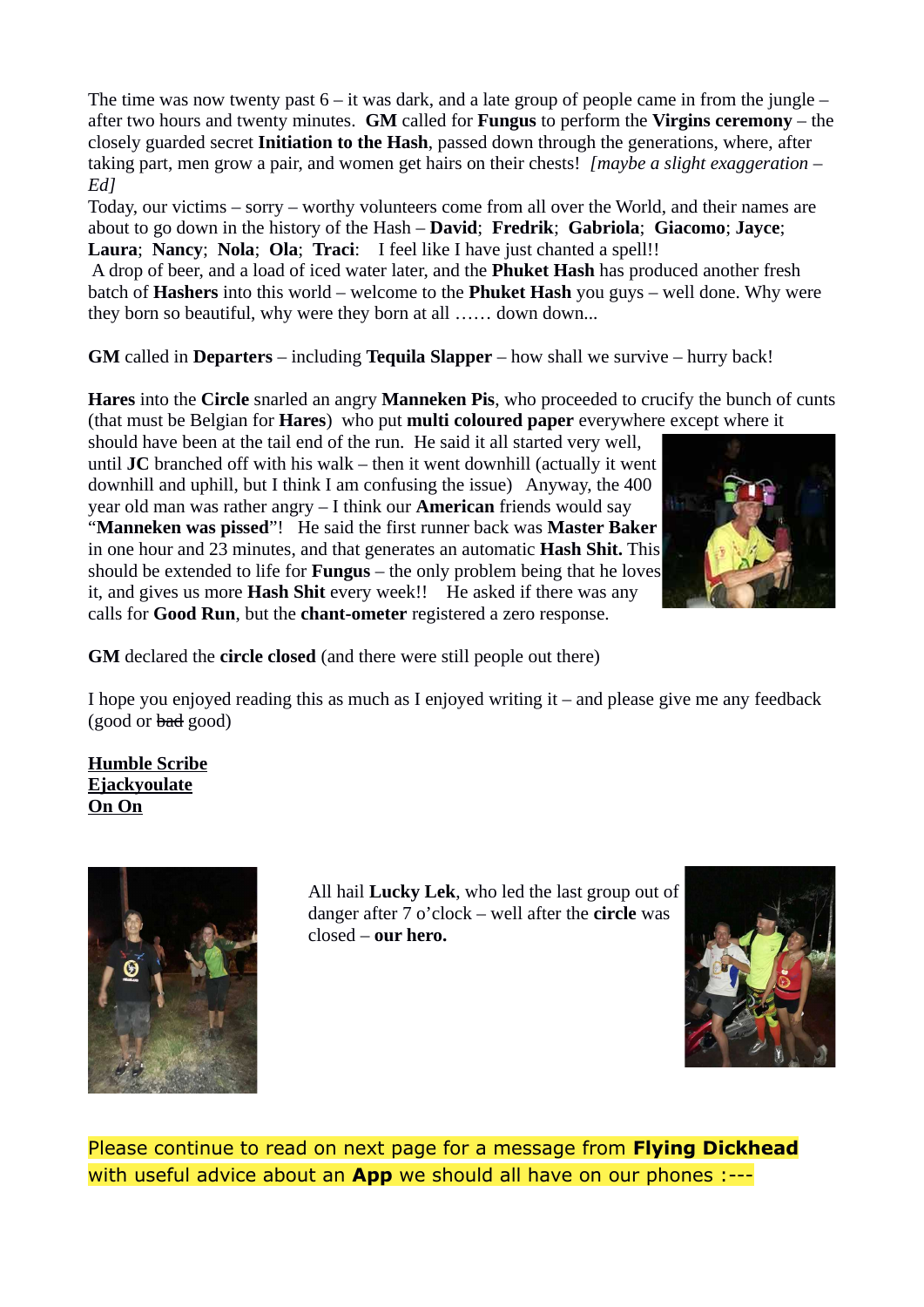The time was now twenty past 6 – it was dark, and a late group of people came in from the jungle – after two hours and twenty minutes. **GM** called for **Fungus** to perform the **Virgins ceremony** – the closely guarded secret **Initiation to the Hash**, passed down through the generations, where, after taking part, men grow a pair, and women get hairs on their chests! *[maybe a slight exaggeration – Ed]*

Today, our victims – sorry – worthy volunteers come from all over the World, and their names are about to go down in the history of the Hash – **David**; **Fredrik**; **Gabriola**; **Giacomo**; **Jayce**; **Laura**; **Nancy**; **Nola**; **Ola**; **Traci**: I feel like I have just chanted a spell!!

A drop of beer, and a load of iced water later, and the **Phuket Hash** has produced another fresh batch of **Hashers** into this world – welcome to the **Phuket Hash** you guys – well done. Why were they born so beautiful, why were they born at all …… down down...

**GM** called in **Departers** – including **Tequila Slapper** – how shall we survive – hurry back!

**Hares** into the **Circle** snarled an angry **Manneken Pis**, who proceeded to crucify the bunch of cunts (that must be Belgian for **Hares**) who put **multi coloured paper** everywhere except where it should have been at the tail end of the run. He said it all started very well, until **JC** branched off with his walk – then it went downhill (actually it went downhill and uphill, but I think I am confusing the issue) Anyway, the 400 year old man was rather angry – I think our **American** friends would say "**Manneken was pissed**"! He said the first runner back was **Master Baker** in one hour and 23 minutes, and that generates an automatic **Hash Shit.** This should be extended to life for **Fungus** – the only problem being that he loves it, and gives us more **Hash Shit** every week!! He asked if there was any calls for **Good Run**, but the **chant-ometer** registered a zero response.

**GM** declared the **circle closed** (and there were still people out there)

I hope you enjoyed reading this as much as I enjoyed writing it – and please give me any feedback (good or ~~bad~~ good)

**Humble Scribe**
**Ejackyoulate**
**On On**

All hail **Lucky Lek**, who led the last group out of danger after 7 o'clock – well after the **circle** was closed – **our hero.**

Please continue to read on next page for a message from **Flying Dickhead** with useful advice about an **App** we should all have on our phones :---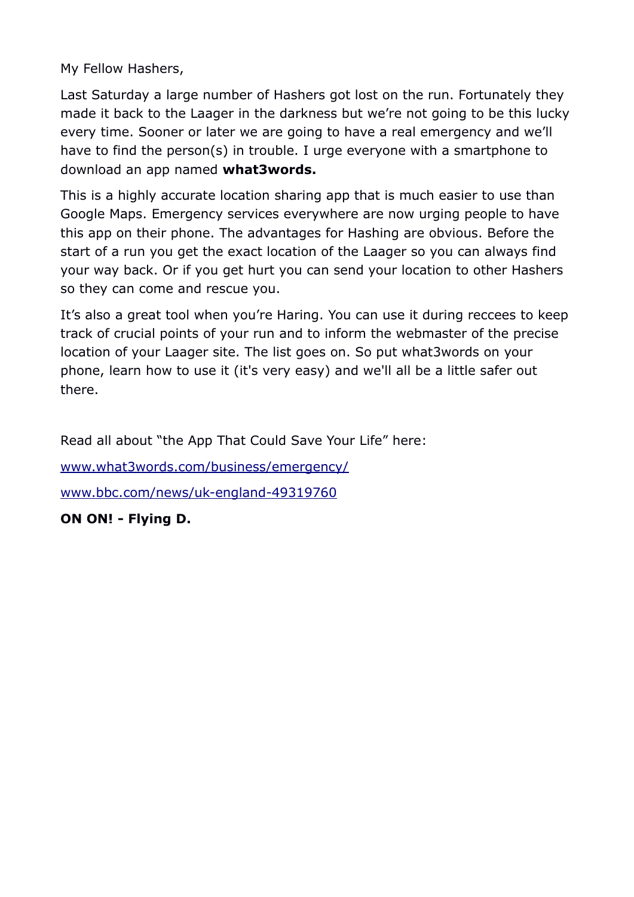My Fellow Hashers,

Last Saturday a large number of Hashers got lost on the run. Fortunately they made it back to the Laager in the darkness but we're not going to be this lucky every time. Sooner or later we are going to have a real emergency and we'll have to find the person(s) in trouble. I urge everyone with a smartphone to download an app named **what3words.**

This is a highly accurate location sharing app that is much easier to use than Google Maps. Emergency services everywhere are now urging people to have this app on their phone. The advantages for Hashing are obvious. Before the start of a run you get the exact location of the Laager so you can always find your way back. Or if you get hurt you can send your location to other Hashers so they can come and rescue you.

It's also a great tool when you're Haring. You can use it during reccees to keep track of crucial points of your run and to inform the webmaster of the precise location of your Laager site. The list goes on. So put what3words on your phone, learn how to use it (it's very easy) and we'll all be a little safer out there.

Read all about "the App That Could Save Your Life" here:

[www.what3words.com/business/emergency/](http://www.what3words.com/business/emergency/)

[www.bbc.com/news/uk-england-49319760](http://www.bbc.com/news/uk-england-49319760)

**ON ON! - Flying D.**